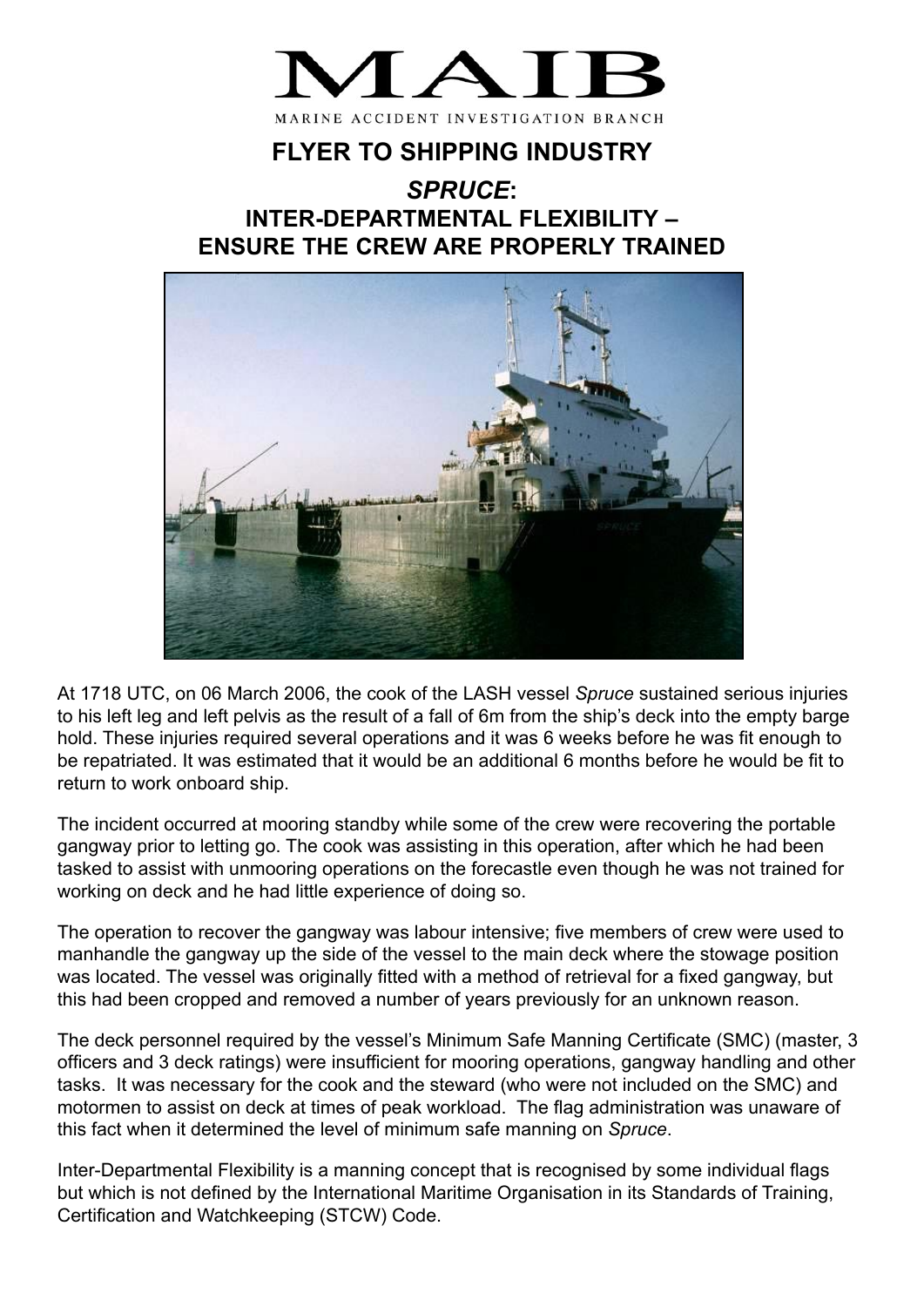# MAIB

MARINE ACCIDENT INVESTIGATION BRANCH

## FLYER TO SHIPPING INDUSTRY

## *SPRUCE*: INTER-DEPARTMENTAL FLEXIBILITY – ENSURE THE CREW ARE PROPERLY TRAINED

At 1718 UTC, on 06 March 2006, the cook of the LASH vessel *Spruce* sustained serious injuries to his left leg and left pelvis as the result of a fall of 6m from the ship's deck into the empty barge hold. These injuries required several operations and it was 6 weeks before he was fit enough to be repatriated. It was estimated that it would be an additional 6 months before he would be fit to return to work onboard ship.

The incident occurred at mooring standby while some of the crew were recovering the portable gangway prior to letting go. The cook was assisting in this operation, after which he had been tasked to assist with unmooring operations on the forecastle even though he was not trained for working on deck and he had little experience of doing so.

The operation to recover the gangway was labour intensive; five members of crew were used to manhandle the gangway up the side of the vessel to the main deck where the stowage position was located. The vessel was originally fitted with a method of retrieval for a fixed gangway, but this had been cropped and removed a number of years previously for an unknown reason.

The deck personnel required by the vessel's Minimum Safe Manning Certificate (SMC) (master, 3 officers and 3 deck ratings) were insufficient for mooring operations, gangway handling and other tasks. It was necessary for the cook and the steward (who were not included on the SMC) and motormen to assist on deck at times of peak workload. The flag administration was unaware of this fact when it determined the level of minimum safe manning on *Spruce*.

Inter-Departmental Flexibility is a manning concept that is recognised by some individual flags but which is not defined by the International Maritime Organisation in its Standards of Training, Certification and Watchkeeping (STCW) Code.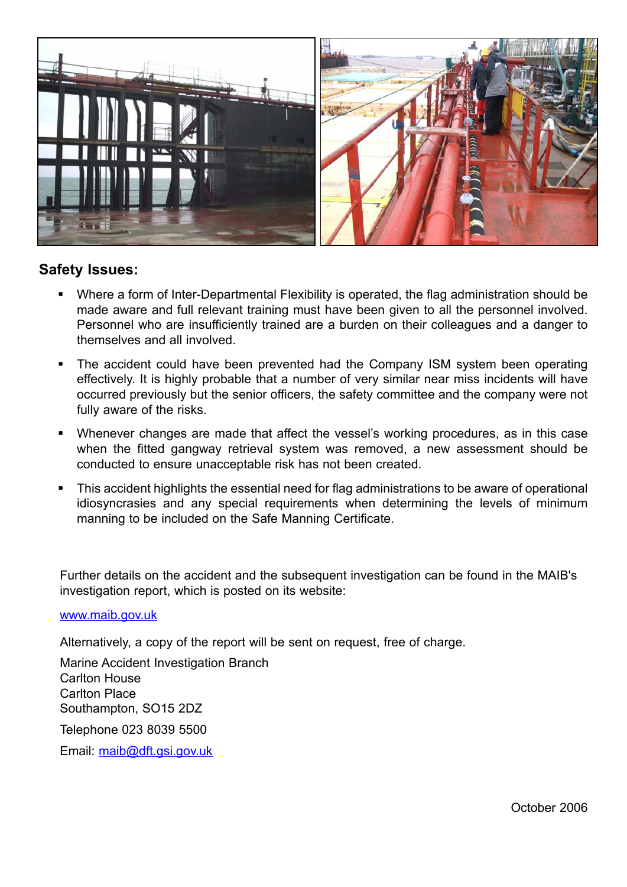## Safety Issues:

- Where a form of Inter-Departmental Flexibility is operated, the flag administration should be made aware and full relevant training must have been given to all the personnel involved. Personnel who are insufficiently trained are a burden on their colleagues and a danger to themselves and all involved.
- The accident could have been prevented had the Company ISM system been operating effectively. It is highly probable that a number of very similar near miss incidents will have occurred previously but the senior officers, the safety committee and the company were not fully aware of the risks.
- Whenever changes are made that affect the vessel's working procedures, as in this case when the fitted gangway retrieval system was removed, a new assessment should be conducted to ensure unacceptable risk has not been created.
- This accident highlights the essential need for flag administrations to be aware of operational idiosyncrasies and any special requirements when determining the levels of minimum manning to be included on the Safe Manning Certificate.

Further details on the accident and the subsequent investigation can be found in the MAIB's investigation report, which is posted on its website:

www.maib.gov.uk

Alternatively, a copy of the report will be sent on request, free of charge.

Marine Accident Investigation Branch
Carlton House
Carlton Place
Southampton, SO15 2DZ

Telephone 023 8039 5500

Email: maib@dft.gsi.gov.uk

October 2006